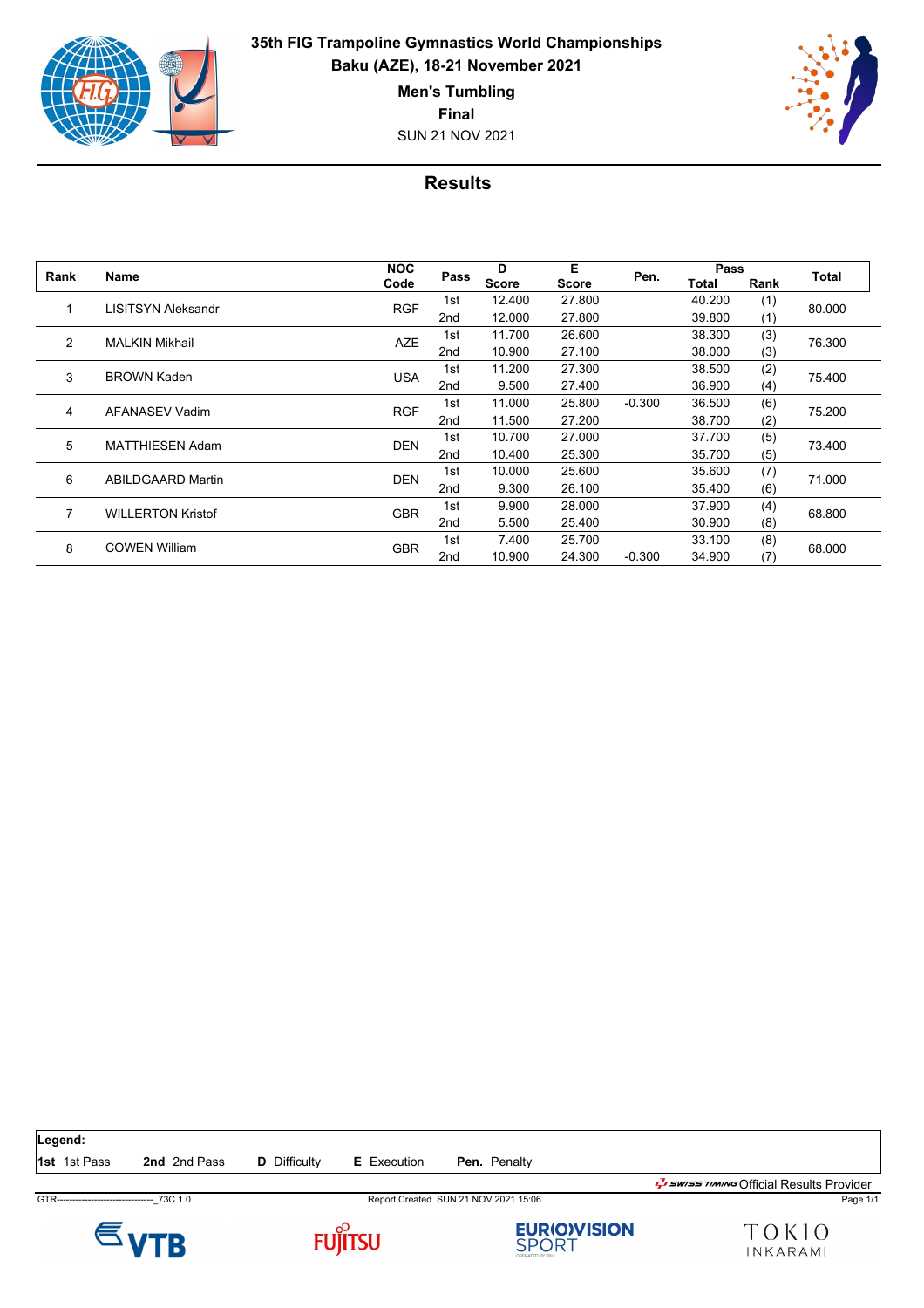# 35th FIG Trampoline Gymnastics World Championships

**Baku (AZE), 18-21 November 2021**

**Men's Tumbling**

**Final**

SUN 21 NOV 2021

## Results

| Rank | Name | NOC Code | Pass | D Score | E Score | Pen. | Pass Total | Pass Rank | Total |
|---|---|---|---|---|---|---|---|---|---|
| 1 | LISITSYN Aleksandr | RGF | 1st | 12.400 | 27.800 | | 40.200 | (1) | 80.000 |
| | | | 2nd | 12.000 | 27.800 | | 39.800 | (1) | |
| 2 | MALKIN Mikhail | AZE | 1st | 11.700 | 26.600 | | 38.300 | (3) | 76.300 |
| | | | 2nd | 10.900 | 27.100 | | 38.000 | (3) | |
| 3 | BROWN Kaden | USA | 1st | 11.200 | 27.300 | | 38.500 | (2) | 75.400 |
| | | | 2nd | 9.500 | 27.400 | | 36.900 | (4) | |
| 4 | AFANASEV Vadim | RGF | 1st | 11.000 | 25.800 | -0.300 | 36.500 | (6) | 75.200 |
| | | | 2nd | 11.500 | 27.200 | | 38.700 | (2) | |
| 5 | MATTHIESEN Adam | DEN | 1st | 10.700 | 27.000 | | 37.700 | (5) | 73.400 |
| | | | 2nd | 10.400 | 25.300 | | 35.700 | (5) | |
| 6 | ABILDGAARD Martin | DEN | 1st | 10.000 | 25.600 | | 35.600 | (7) | 71.000 |
| | | | 2nd | 9.300 | 26.100 | | 35.400 | (6) | |
| 7 | WILLERTON Kristof | GBR | 1st | 9.900 | 28.000 | | 37.900 | (4) | 68.800 |
| | | | 2nd | 5.500 | 25.400 | | 30.900 | (8) | |
| 8 | COWEN William | GBR | 1st | 7.400 | 25.700 | | 33.100 | (8) | 68.000 |
| | | | 2nd | 10.900 | 24.300 | -0.300 | 34.900 | (7) | |

**Legend:**

**1st** 1st Pass **2nd** 2nd Pass **D** Difficulty **E** Execution **Pen.** Penalty

SWISS TIMING Official Results Provider

GTR------------------------------_73C 1.0 Report Created SUN 21 NOV 2021 15:06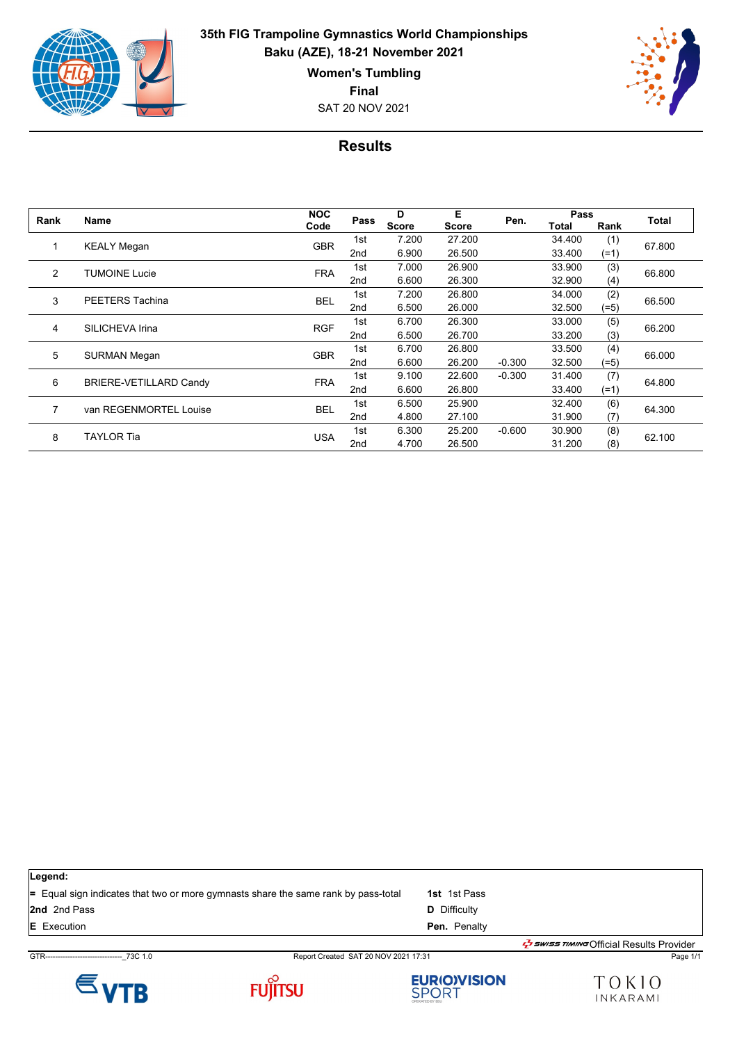# 35th FIG Trampoline Gymnastics World Championships

**Baku (AZE), 18-21 November 2021**

**Women's Tumbling**

**Final**

SAT 20 NOV 2021

## Results

| Rank | Name | NOC Code | Pass | D Score | E Score | Pen. | Pass Total | Pass Rank | Total |
|---|---|---|---|---|---|---|---|---|---|
| 1 | KEALY Megan | GBR | 1st | 7.200 | 27.200 | | 34.400 | (1) | 67.800 |
| | | | 2nd | 6.900 | 26.500 | | 33.400 | (=1) | |
| 2 | TUMOINE Lucie | FRA | 1st | 7.000 | 26.900 | | 33.900 | (3) | 66.800 |
| | | | 2nd | 6.600 | 26.300 | | 32.900 | (4) | |
| 3 | PEETERS Tachina | BEL | 1st | 7.200 | 26.800 | | 34.000 | (2) | 66.500 |
| | | | 2nd | 6.500 | 26.000 | | 32.500 | (=5) | |
| 4 | SILICHEVA Irina | RGF | 1st | 6.700 | 26.300 | | 33.000 | (5) | 66.200 |
| | | | 2nd | 6.500 | 26.700 | | 33.200 | (3) | |
| 5 | SURMAN Megan | GBR | 1st | 6.700 | 26.800 | | 33.500 | (4) | 66.000 |
| | | | 2nd | 6.600 | 26.200 | -0.300 | 32.500 | (=5) | |
| 6 | BRIERE-VETILLARD Candy | FRA | 1st | 9.100 | 22.600 | -0.300 | 31.400 | (7) | 64.800 |
| | | | 2nd | 6.600 | 26.800 | | 33.400 | (=1) | |
| 7 | van REGENMORTEL Louise | BEL | 1st | 6.500 | 25.900 | | 32.400 | (6) | 64.300 |
| | | | 2nd | 4.800 | 27.100 | | 31.900 | (7) | |
| 8 | TAYLOR Tia | USA | 1st | 6.300 | 25.200 | -0.600 | 30.900 | (8) | 62.100 |
| | | | 2nd | 4.700 | 26.500 | | 31.200 | (8) | |

**Legend:**

| | |
|---|---|
| **=** Equal sign indicates that two or more gymnasts share the same rank by pass-total | **1st** 1st Pass |
| **2nd** 2nd Pass | **D** Difficulty |
| **E** Execution | **Pen.** Penalty |

SWISS TIMING Official Results Provider

GTR-------------------------------_73C 1.0 Report Created SAT 20 NOV 2021 17:31